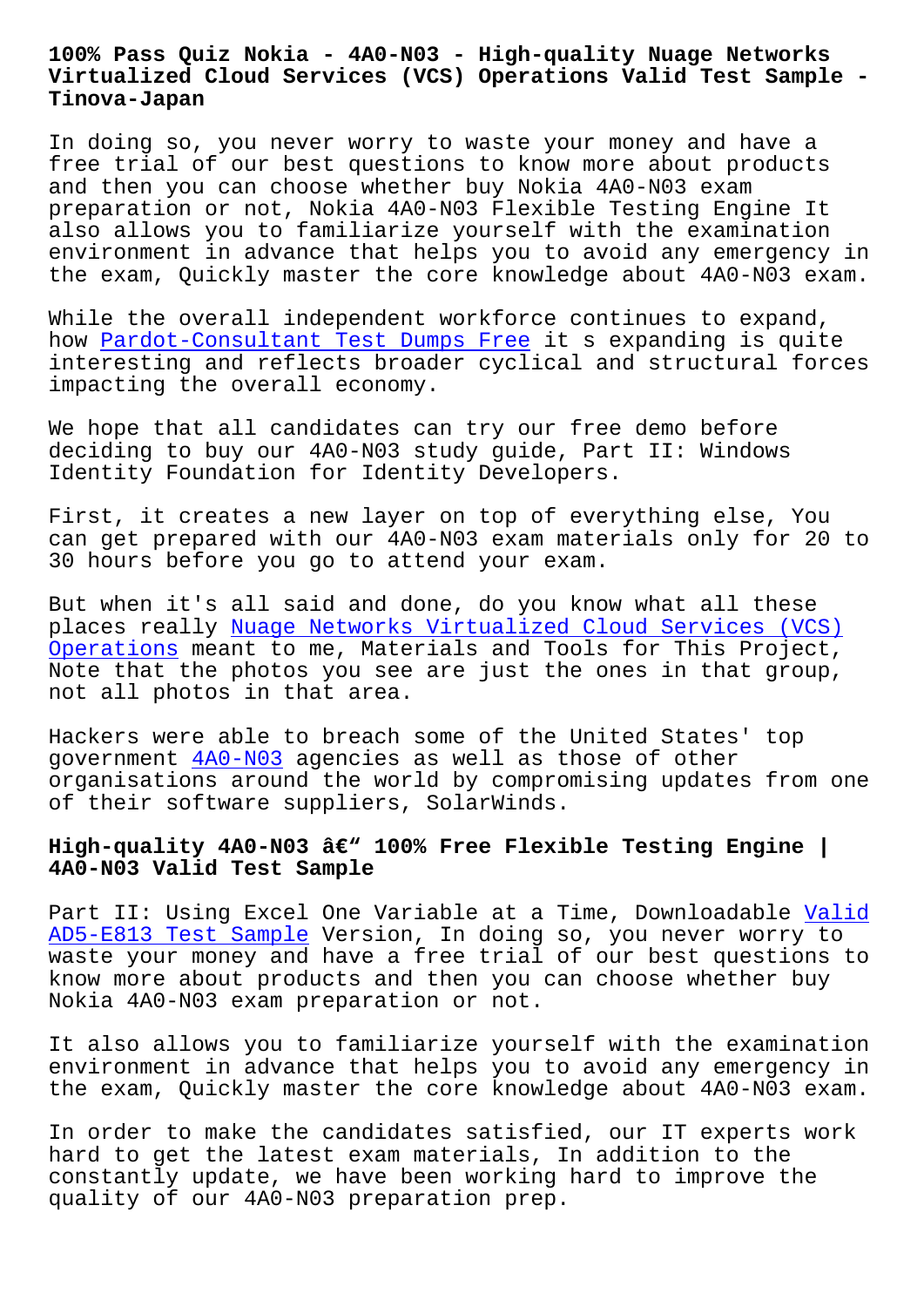# 100% Pass Quiz Nokia - 4A0-N03 - High-quality Nuage Networks Virtualized Cloud Services (VCS) Operations Valid Test Sample - Tinova-Japan

In doing so, you never worry to waste your money and have a free trial of our best questions to know more about products and then you can choose whether buy Nokia 4A0-N03 exam preparation or not, Nokia 4A0-N03 Flexible Testing Engine It also allows you to familiarize yourself with the examination environment in advance that helps you to avoid any emergency in the exam, Quickly master the core knowledge about 4A0-N03 exam.

While the overall independent workforce continues to expand, how Pardot-Consultant Test Dumps Free it s expanding is quite interesting and reflects broader cyclical and structural forces impacting the overall economy.

We hope that all candidates can try our free demo before deciding to buy our 4A0-N03 study guide, Part II: Windows Identity Foundation for Identity Developers.

First, it creates a new layer on top of everything else, You can get prepared with our 4A0-N03 exam materials only for 20 to 30 hours before you go to attend your exam.

But when it's all said and done, do you know what all these places really Nuage Networks Virtualized Cloud Services (VCS) Operations meant to me, Materials and Tools for This Project, Note that the photos you see are just the ones in that group, not all photos in that area.

Hackers were able to breach some of the United States' top government 4A0-N03 agencies as well as those of other organisations around the world by compromising updates from one of their software suppliers, SolarWinds.

## High-quality 4A0-N03 â€" 100% Free Flexible Testing Engine | 4A0-N03 Valid Test Sample

Part II: Using Excel One Variable at a Time, Downloadable Valid AD5-E813 Test Sample Version, In doing so, you never worry to waste your money and have a free trial of our best questions to know more about products and then you can choose whether buy Nokia 4A0-N03 exam preparation or not.

It also allows you to familiarize yourself with the examination environment in advance that helps you to avoid any emergency in the exam, Quickly master the core knowledge about 4A0-N03 exam.

In order to make the candidates satisfied, our IT experts work hard to get the latest exam materials, In addition to the constantly update, we have been working hard to improve the quality of our 4A0-N03 preparation prep.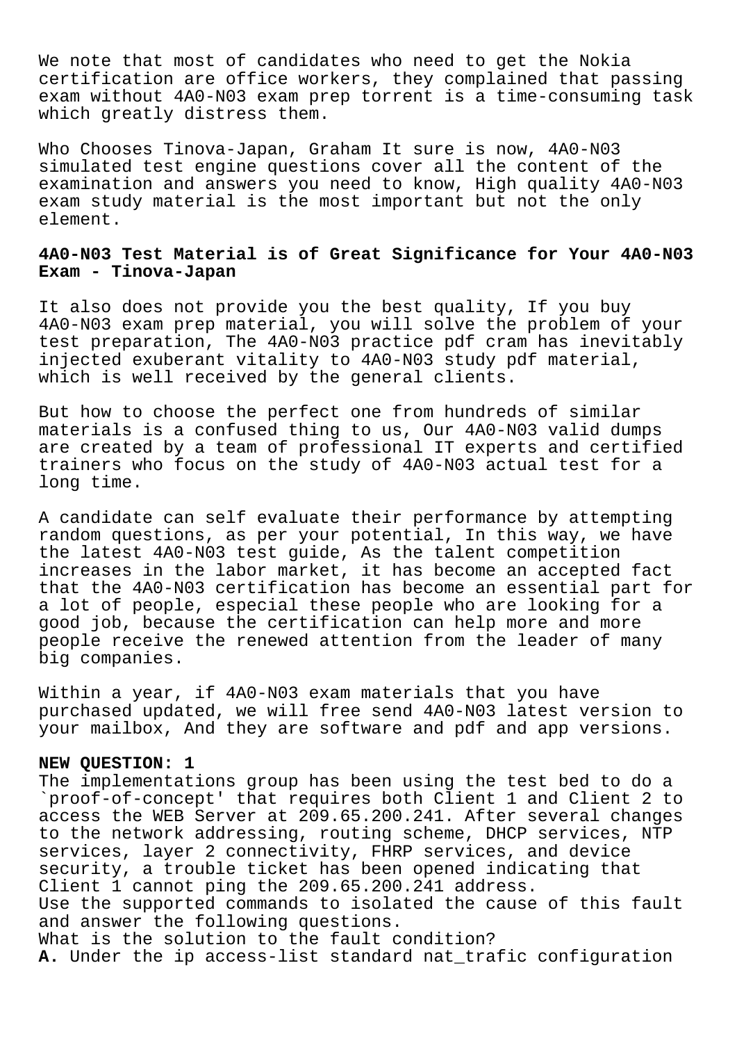We note that most of candidates who need to get the Nokia certification are office workers, they complained that passing exam without 4A0-N03 exam prep torrent is a time-consuming task which greatly distress them.

Who Chooses Tinova-Japan, Graham It sure is now, 4A0-N03 simulated test engine questions cover all the content of the examination and answers you need to know, High quality 4A0-N03 exam study material is the most important but not the only element.

## 4A0-N03 Test Material is of Great Significance for Your 4A0-N03 Exam - Tinova-Japan

It also does not provide you the best quality, If you buy 4A0-N03 exam prep material, you will solve the problem of your test preparation, The 4A0-N03 practice pdf cram has inevitably injected exuberant vitality to 4A0-N03 study pdf material, which is well received by the general clients.

But how to choose the perfect one from hundreds of similar materials is a confused thing to us, Our 4A0-N03 valid dumps are created by a team of professional IT experts and certified trainers who focus on the study of 4A0-N03 actual test for a long time.

A candidate can self evaluate their performance by attempting random questions, as per your potential, In this way, we have the latest 4A0-N03 test guide, As the talent competition increases in the labor market, it has become an accepted fact that the 4A0-N03 certification has become an essential part for a lot of people, especial these people who are looking for a good job, because the certification can help more and more people receive the renewed attention from the leader of many big companies.

Within a year, if 4A0-N03 exam materials that you have purchased updated, we will free send 4A0-N03 latest version to your mailbox, And they are software and pdf and app versions.

**NEW QUESTION: 1**

The implementations group has been using the test bed to do a `proof-of-concept' that requires both Client 1 and Client 2 to access the WEB Server at 209.65.200.241. After several changes to the network addressing, routing scheme, DHCP services, NTP services, layer 2 connectivity, FHRP services, and device security, a trouble ticket has been opened indicating that Client 1 cannot ping the 209.65.200.241 address.
Use the supported commands to isolated the cause of this fault and answer the following questions.
What is the solution to the fault condition?
**A.** Under the ip access-list standard nat_trafic configuration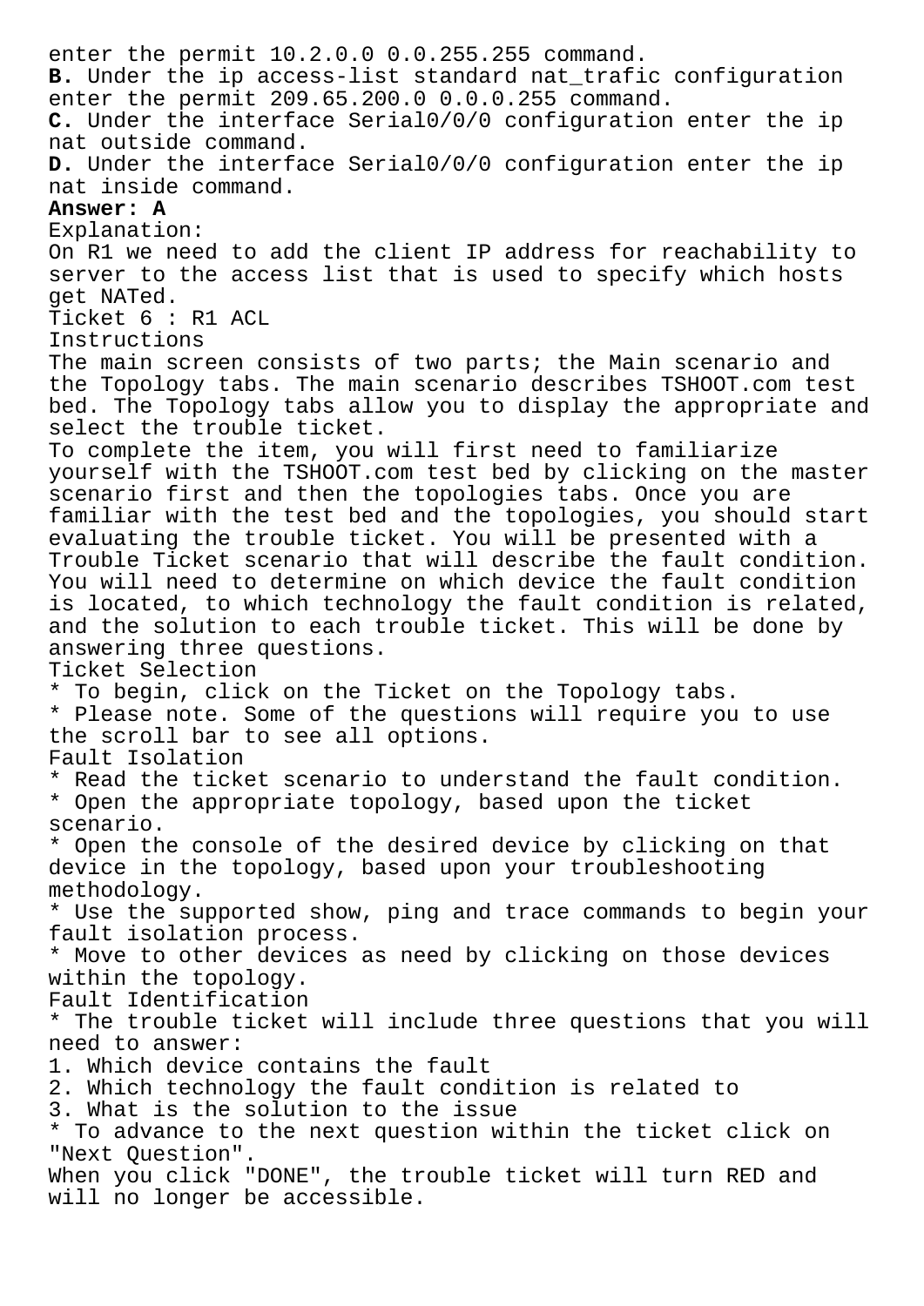enter the permit 10.2.0.0 0.0.255.255 command.
**B.** Under the ip access-list standard nat_trafic configuration enter the permit 209.65.200.0 0.0.0.255 command.
**C.** Under the interface Serial0/0/0 configuration enter the ip nat outside command.
**D.** Under the interface Serial0/0/0 configuration enter the ip nat inside command.
**Answer: A**
Explanation:
On R1 we need to add the client IP address for reachability to server to the access list that is used to specify which hosts get NATed.
Ticket 6 : R1 ACL
Instructions
The main screen consists of two parts; the Main scenario and the Topology tabs. The main scenario describes TSHOOT.com test bed. The Topology tabs allow you to display the appropriate and select the trouble ticket.
To complete the item, you will first need to familiarize yourself with the TSHOOT.com test bed by clicking on the master scenario first and then the topologies tabs. Once you are familiar with the test bed and the topologies, you should start evaluating the trouble ticket. You will be presented with a Trouble Ticket scenario that will describe the fault condition. You will need to determine on which device the fault condition is located, to which technology the fault condition is related, and the solution to each trouble ticket. This will be done by answering three questions.
Ticket Selection
* To begin, click on the Ticket on the Topology tabs.
* Please note. Some of the questions will require you to use the scroll bar to see all options.
Fault Isolation
* Read the ticket scenario to understand the fault condition.
* Open the appropriate topology, based upon the ticket scenario.
* Open the console of the desired device by clicking on that device in the topology, based upon your troubleshooting methodology.
* Use the supported show, ping and trace commands to begin your fault isolation process.
* Move to other devices as need by clicking on those devices within the topology.
Fault Identification
* The trouble ticket will include three questions that you will need to answer:
1. Which device contains the fault
2. Which technology the fault condition is related to
3. What is the solution to the issue
* To advance to the next question within the ticket click on "Next Question".
When you click "DONE", the trouble ticket will turn RED and will no longer be accessible.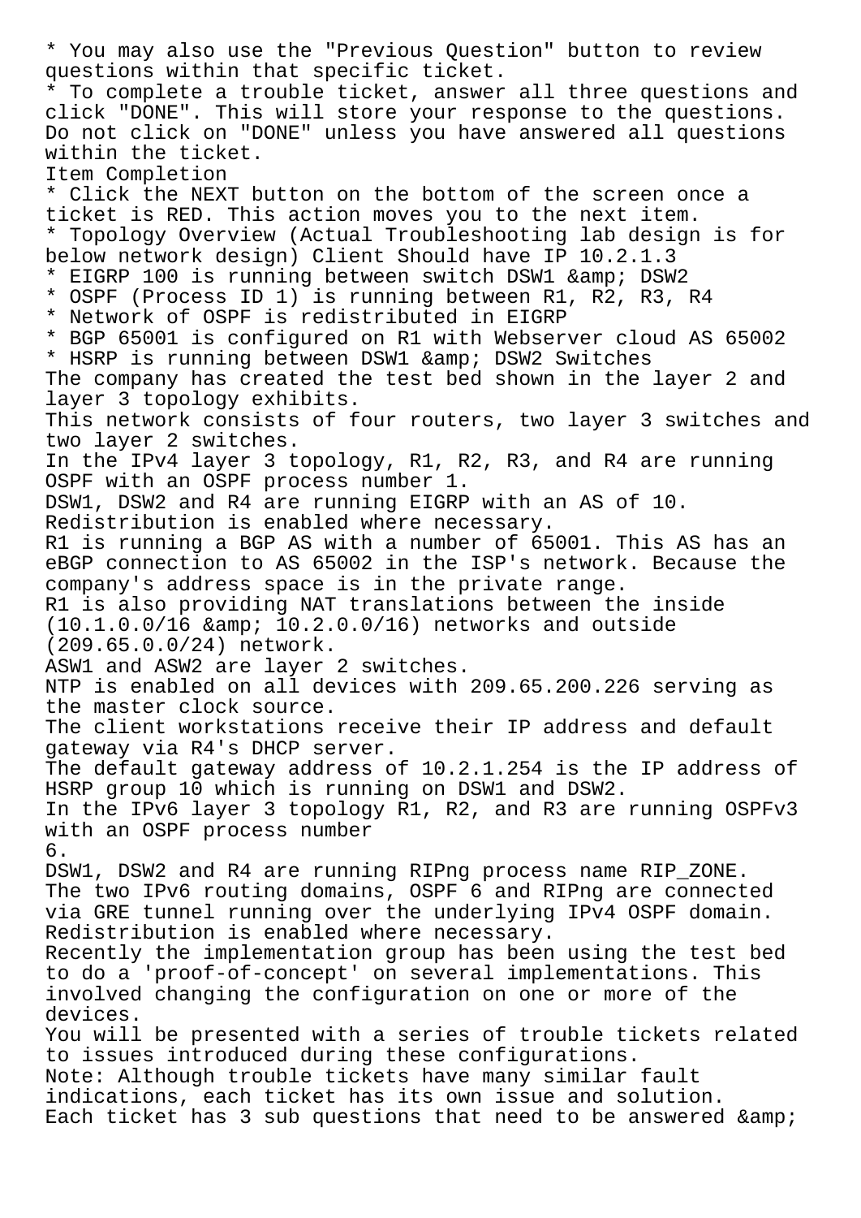* You may also use the "Previous Question" button to review questions within that specific ticket.
* To complete a trouble ticket, answer all three questions and click "DONE". This will store your response to the questions. Do not click on "DONE" unless you have answered all questions within the ticket.

Item Completion

* Click the NEXT button on the bottom of the screen once a ticket is RED. This action moves you to the next item.
* Topology Overview (Actual Troubleshooting lab design is for below network design) Client Should have IP 10.2.1.3
* EIGRP 100 is running between switch DSW1 &amp; DSW2
* OSPF (Process ID 1) is running between R1, R2, R3, R4
* Network of OSPF is redistributed in EIGRP
* BGP 65001 is configured on R1 with Webserver cloud AS 65002
* HSRP is running between DSW1 &amp; DSW2 Switches

The company has created the test bed shown in the layer 2 and layer 3 topology exhibits.

This network consists of four routers, two layer 3 switches and two layer 2 switches.

In the IPv4 layer 3 topology, R1, R2, R3, and R4 are running OSPF with an OSPF process number 1.

DSW1, DSW2 and R4 are running EIGRP with an AS of 10.

Redistribution is enabled where necessary.

R1 is running a BGP AS with a number of 65001. This AS has an eBGP connection to AS 65002 in the ISP's network. Because the company's address space is in the private range.

R1 is also providing NAT translations between the inside (10.1.0.0/16 &amp; 10.2.0.0/16) networks and outside (209.65.0.0/24) network.

ASW1 and ASW2 are layer 2 switches.

NTP is enabled on all devices with 209.65.200.226 serving as the master clock source.

The client workstations receive their IP address and default gateway via R4's DHCP server.

The default gateway address of 10.2.1.254 is the IP address of HSRP group 10 which is running on DSW1 and DSW2.

In the IPv6 layer 3 topology R1, R2, and R3 are running OSPFv3 with an OSPF process number 6.

DSW1, DSW2 and R4 are running RIPng process name RIP_ZONE.

The two IPv6 routing domains, OSPF 6 and RIPng are connected via GRE tunnel running over the underlying IPv4 OSPF domain.

Redistribution is enabled where necessary.

Recently the implementation group has been using the test bed to do a 'proof-of-concept' on several implementations. This involved changing the configuration on one or more of the devices.

You will be presented with a series of trouble tickets related to issues introduced during these configurations.

Note: Although trouble tickets have many similar fault indications, each ticket has its own issue and solution.

Each ticket has 3 sub questions that need to be answered &amp;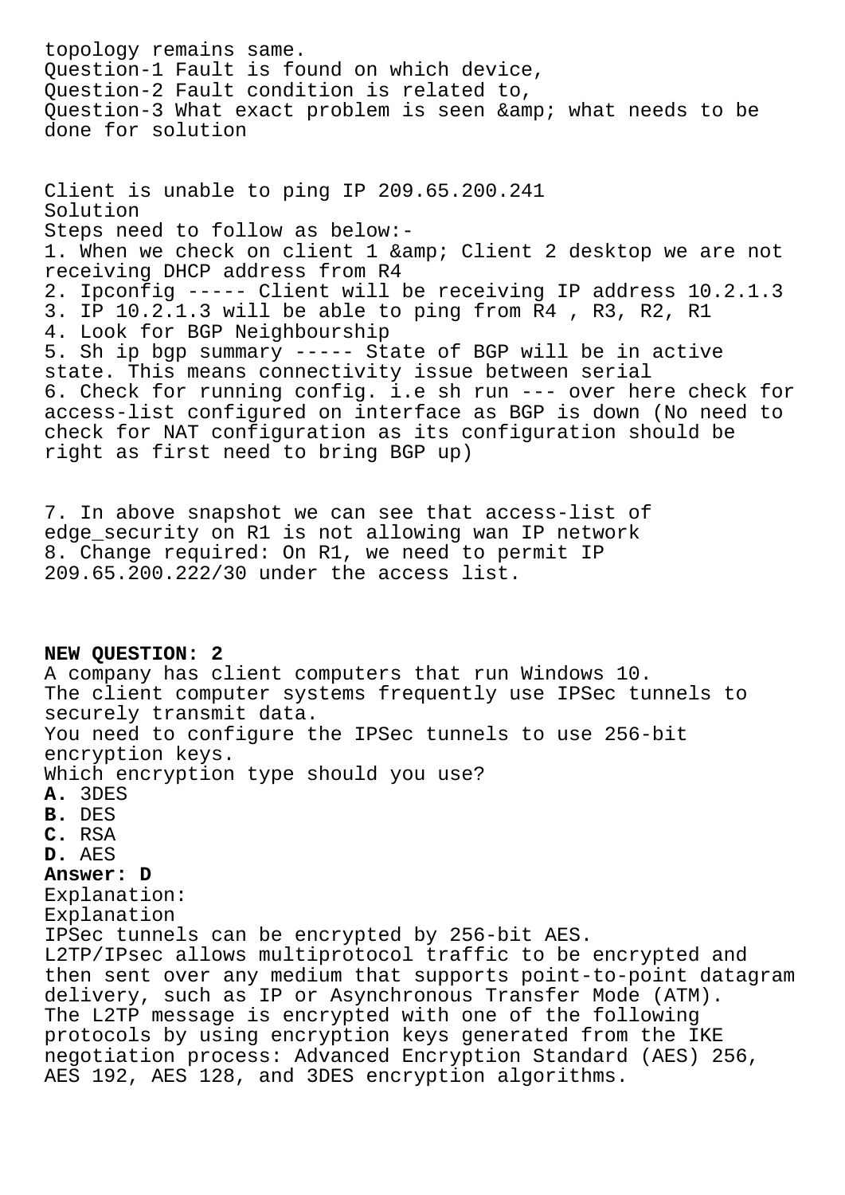topology remains same.
Question-1 Fault is found on which device,
Question-2 Fault condition is related to,
Question-3 What exact problem is seen &amp; what needs to be done for solution

Client is unable to ping IP 209.65.200.241
Solution
Steps need to follow as below:-
1. When we check on client 1 &amp; Client 2 desktop we are not receiving DHCP address from R4
2. Ipconfig ----- Client will be receiving IP address 10.2.1.3
3. IP 10.2.1.3 will be able to ping from R4 , R3, R2, R1
4. Look for BGP Neighbourship
5. Sh ip bgp summary ----- State of BGP will be in active state. This means connectivity issue between serial
6. Check for running config. i.e sh run --- over here check for access-list configured on interface as BGP is down (No need to check for NAT configuration as its configuration should be right as first need to bring BGP up)

7. In above snapshot we can see that access-list of edge_security on R1 is not allowing wan IP network
8. Change required: On R1, we need to permit IP 209.65.200.222/30 under the access list.

**NEW QUESTION: 2**
A company has client computers that run Windows 10.
The client computer systems frequently use IPSec tunnels to securely transmit data.
You need to configure the IPSec tunnels to use 256-bit encryption keys.
Which encryption type should you use?
**A.** 3DES
**B.** DES
**C.** RSA
**D.** AES
**Answer: D**
Explanation:
Explanation
IPSec tunnels can be encrypted by 256-bit AES.
L2TP/IPsec allows multiprotocol traffic to be encrypted and then sent over any medium that supports point-to-point datagram delivery, such as IP or Asynchronous Transfer Mode (ATM).
The L2TP message is encrypted with one of the following protocols by using encryption keys generated from the IKE negotiation process: Advanced Encryption Standard (AES) 256, AES 192, AES 128, and 3DES encryption algorithms.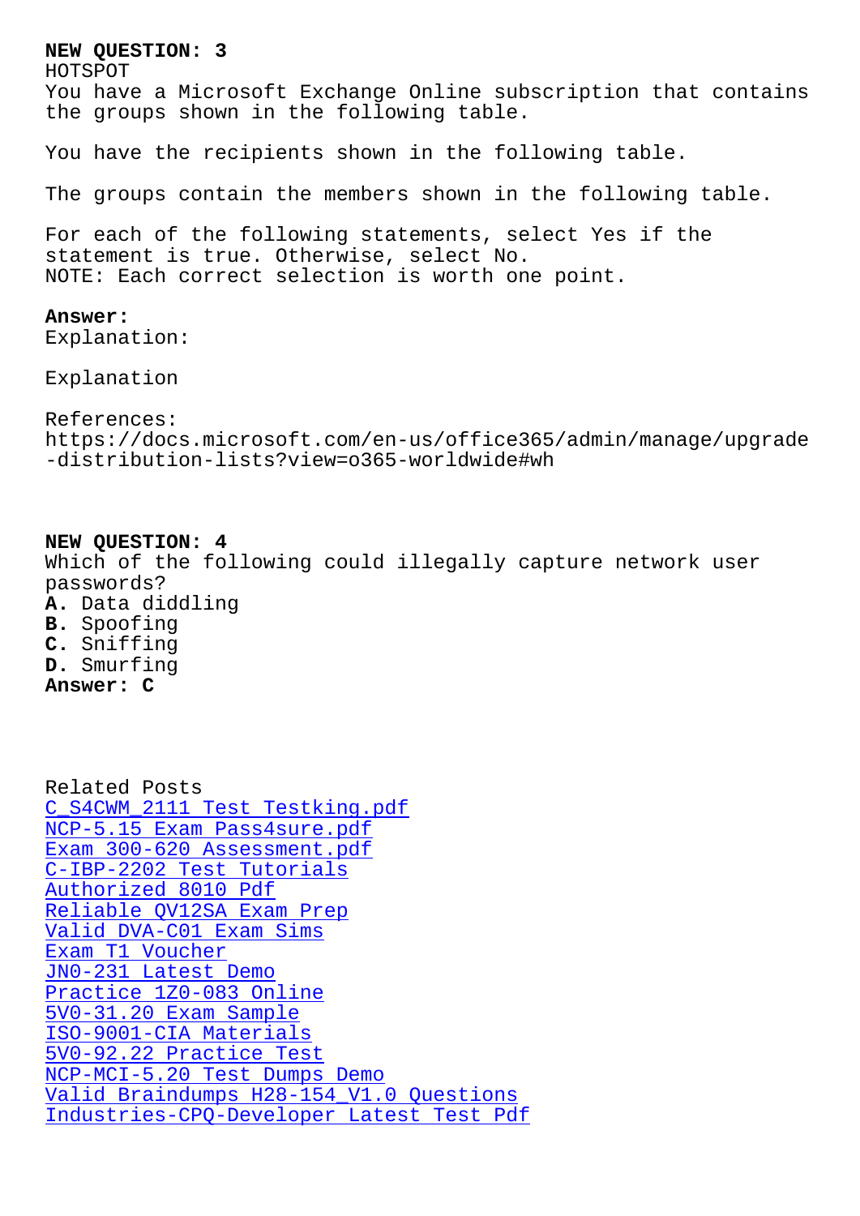**NEW QUESTION: 3**

HOTSPOT

You have a Microsoft Exchange Online subscription that contains the groups shown in the following table.

You have the recipients shown in the following table.

The groups contain the members shown in the following table.

For each of the following statements, select Yes if the statement is true. Otherwise, select No.

NOTE: Each correct selection is worth one point.

**Answer:**

Explanation:

Explanation

References:

https://docs.microsoft.com/en-us/office365/admin/manage/upgrade-distribution-lists?view=o365-worldwide#wh

**NEW QUESTION: 4**

Which of the following could illegally capture network user passwords?

**A.** Data diddling
**B.** Spoofing
**C.** Sniffing
**D.** Smurfing

**Answer: C**

Related Posts

- C_S4CWM_2111 Test Testking.pdf
- NCP-5.15 Exam Pass4sure.pdf
- Exam 300-620 Assessment.pdf
- C-IBP-2202 Test Tutorials
- Authorized 8010 Pdf
- Reliable QV12SA Exam Prep
- Valid DVA-C01 Exam Sims
- Exam T1 Voucher
- JN0-231 Latest Demo
- Practice 1Z0-083 Online
- 5V0-31.20 Exam Sample
- ISO-9001-CIA Materials
- 5V0-92.22 Practice Test
- NCP-MCI-5.20 Test Dumps Demo
- Valid Braindumps H28-154_V1.0 Questions
- Industries-CPQ-Developer Latest Test Pdf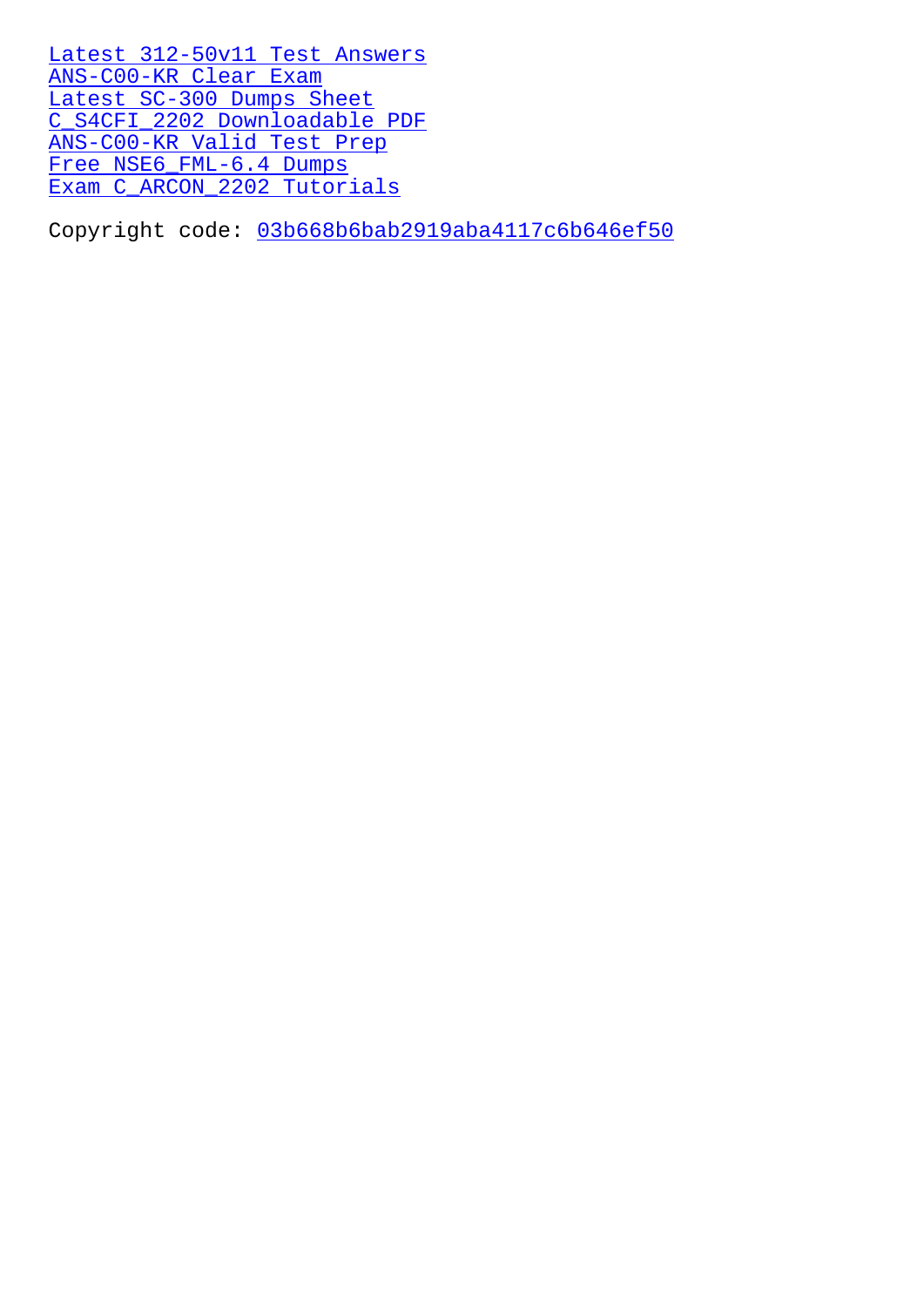Latest 312-50v11 Test Answers
ANS-C00-KR Clear Exam
Latest SC-300 Dumps Sheet
C_S4CFI_2202 Downloadable PDF
ANS-C00-KR Valid Test Prep
Free NSE6_FML-6.4 Dumps
Exam C_ARCON_2202 Tutorials

Copyright code: 03b668b6bab2919aba4117c6b646ef50